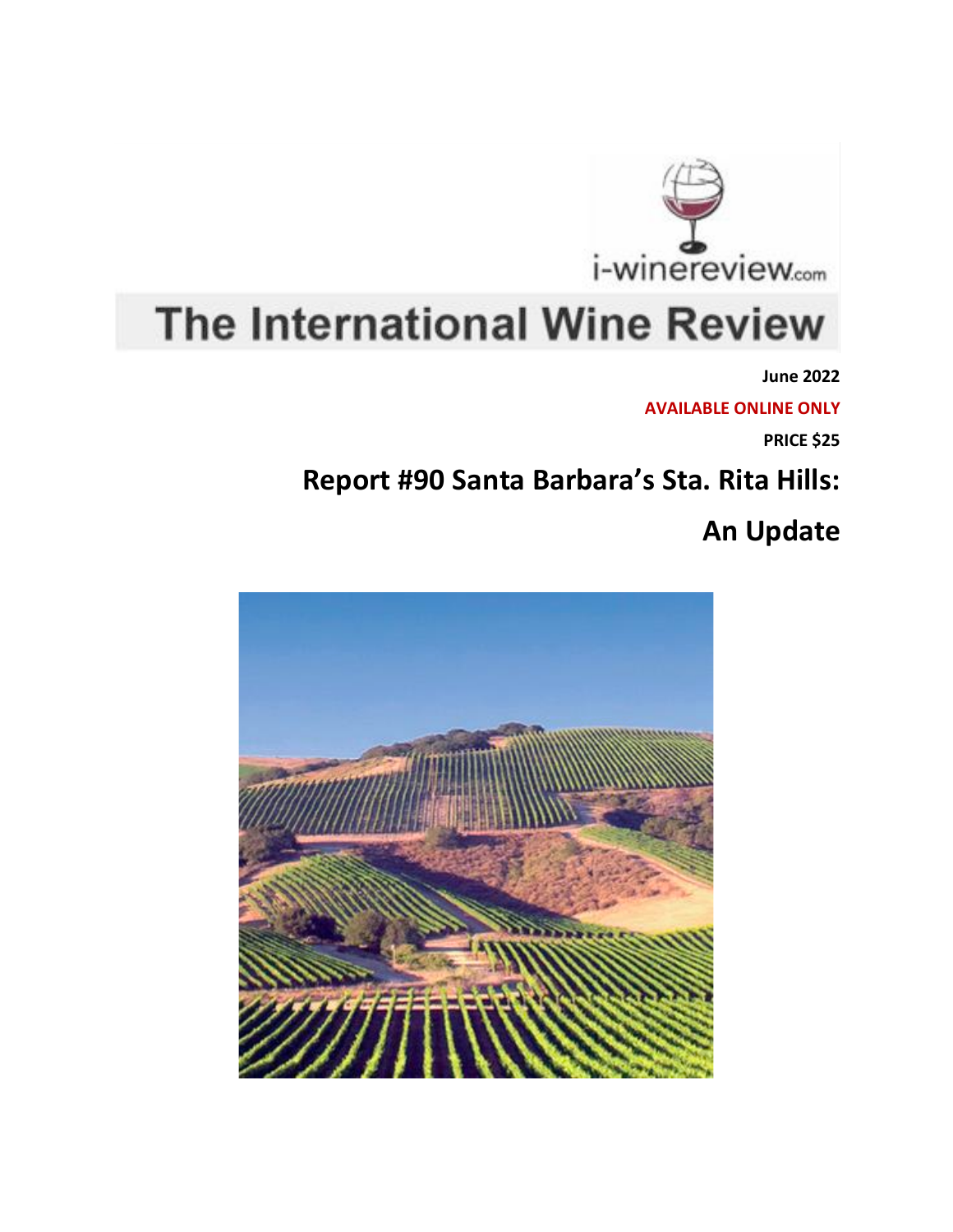i-winereview.com

# The International Wine Review

**June 2022**

**AVAILABLE ONLINE ONLY**

**PRICE $25**

## Report #90 Santa Barbara's Sta. Rita Hills: An Update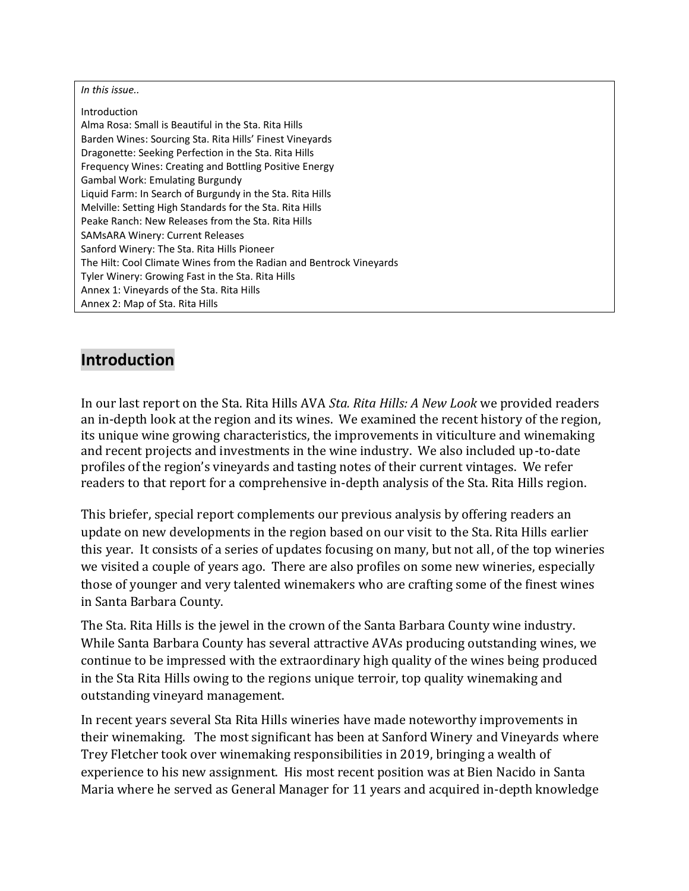*In this issue..*

Introduction
Alma Rosa: Small is Beautiful in the Sta. Rita Hills
Barden Wines: Sourcing Sta. Rita Hills' Finest Vineyards
Dragonette: Seeking Perfection in the Sta. Rita Hills
Frequency Wines: Creating and Bottling Positive Energy
Gambal Work: Emulating Burgundy
Liquid Farm: In Search of Burgundy in the Sta. Rita Hills
Melville: Setting High Standards for the Sta. Rita Hills
Peake Ranch: New Releases from the Sta. Rita Hills
SAMsARA Winery: Current Releases
Sanford Winery: The Sta. Rita Hills Pioneer
The Hilt: Cool Climate Wines from the Radian and Bentrock Vineyards
Tyler Winery: Growing Fast in the Sta. Rita Hills
Annex 1: Vineyards of the Sta. Rita Hills
Annex 2: Map of Sta. Rita Hills

## Introduction

In our last report on the Sta. Rita Hills AVA *Sta. Rita Hills: A New Look* we provided readers an in-depth look at the region and its wines. We examined the recent history of the region, its unique wine growing characteristics, the improvements in viticulture and winemaking and recent projects and investments in the wine industry. We also included up-to-date profiles of the region's vineyards and tasting notes of their current vintages. We refer readers to that report for a comprehensive in-depth analysis of the Sta. Rita Hills region.

This briefer, special report complements our previous analysis by offering readers an update on new developments in the region based on our visit to the Sta. Rita Hills earlier this year. It consists of a series of updates focusing on many, but not all, of the top wineries we visited a couple of years ago. There are also profiles on some new wineries, especially those of younger and very talented winemakers who are crafting some of the finest wines in Santa Barbara County.

The Sta. Rita Hills is the jewel in the crown of the Santa Barbara County wine industry. While Santa Barbara County has several attractive AVAs producing outstanding wines, we continue to be impressed with the extraordinary high quality of the wines being produced in the Sta Rita Hills owing to the regions unique terroir, top quality winemaking and outstanding vineyard management.

In recent years several Sta Rita Hills wineries have made noteworthy improvements in their winemaking. The most significant has been at Sanford Winery and Vineyards where Trey Fletcher took over winemaking responsibilities in 2019, bringing a wealth of experience to his new assignment. His most recent position was at Bien Nacido in Santa Maria where he served as General Manager for 11 years and acquired in-depth knowledge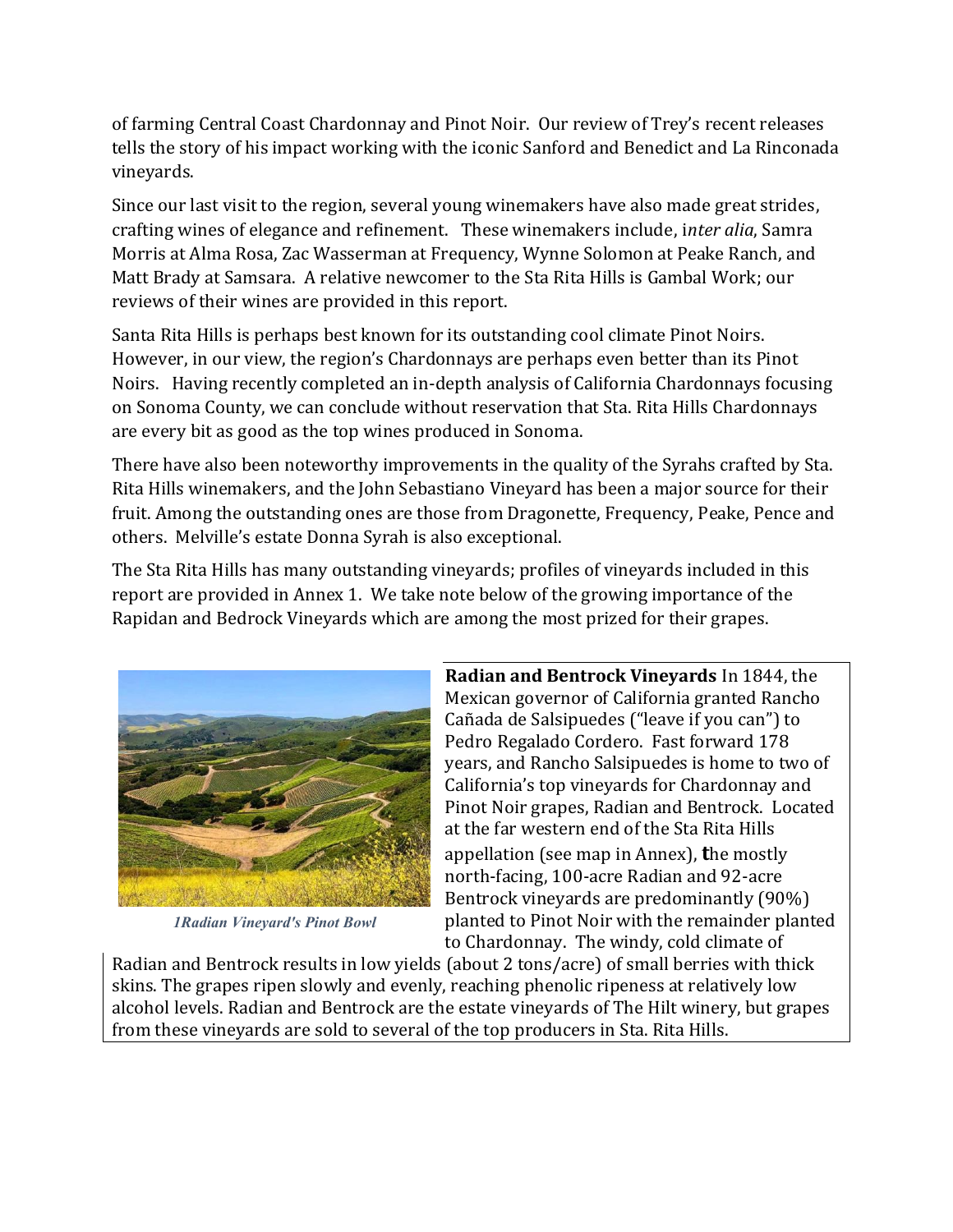of farming Central Coast Chardonnay and Pinot Noir. Our review of Trey's recent releases tells the story of his impact working with the iconic Sanford and Benedict and La Rinconada vineyards.

Since our last visit to the region, several young winemakers have also made great strides, crafting wines of elegance and refinement. These winemakers include, i*nter alia*, Samra Morris at Alma Rosa, Zac Wasserman at Frequency, Wynne Solomon at Peake Ranch, and Matt Brady at Samsara. A relative newcomer to the Sta Rita Hills is Gambal Work; our reviews of their wines are provided in this report.

Santa Rita Hills is perhaps best known for its outstanding cool climate Pinot Noirs. However, in our view, the region's Chardonnays are perhaps even better than its Pinot Noirs. Having recently completed an in-depth analysis of California Chardonnays focusing on Sonoma County, we can conclude without reservation that Sta. Rita Hills Chardonnays are every bit as good as the top wines produced in Sonoma.

There have also been noteworthy improvements in the quality of the Syrahs crafted by Sta. Rita Hills winemakers, and the John Sebastiano Vineyard has been a major source for their fruit. Among the outstanding ones are those from Dragonette, Frequency, Peake, Pence and others. Melville's estate Donna Syrah is also exceptional.

The Sta Rita Hills has many outstanding vineyards; profiles of vineyards included in this report are provided in Annex 1. We take note below of the growing importance of the Rapidan and Bedrock Vineyards which are among the most prized for their grapes.

*1Radian Vineyard's Pinot Bowl*

**Radian and Bentrock Vineyards** In 1844, the Mexican governor of California granted Rancho Cañada de Salsipuedes ("leave if you can") to Pedro Regalado Cordero. Fast forward 178 years, and Rancho Salsipuedes is home to two of California's top vineyards for Chardonnay and Pinot Noir grapes, Radian and Bentrock. Located at the far western end of the Sta Rita Hills appellation (see map in Annex), the mostly north-facing, 100-acre Radian and 92-acre Bentrock vineyards are predominantly (90%) planted to Pinot Noir with the remainder planted to Chardonnay. The windy, cold climate of Radian and Bentrock results in low yields (about 2 tons/acre) of small berries with thick skins. The grapes ripen slowly and evenly, reaching phenolic ripeness at relatively low alcohol levels. Radian and Bentrock are the estate vineyards of The Hilt winery, but grapes from these vineyards are sold to several of the top producers in Sta. Rita Hills.